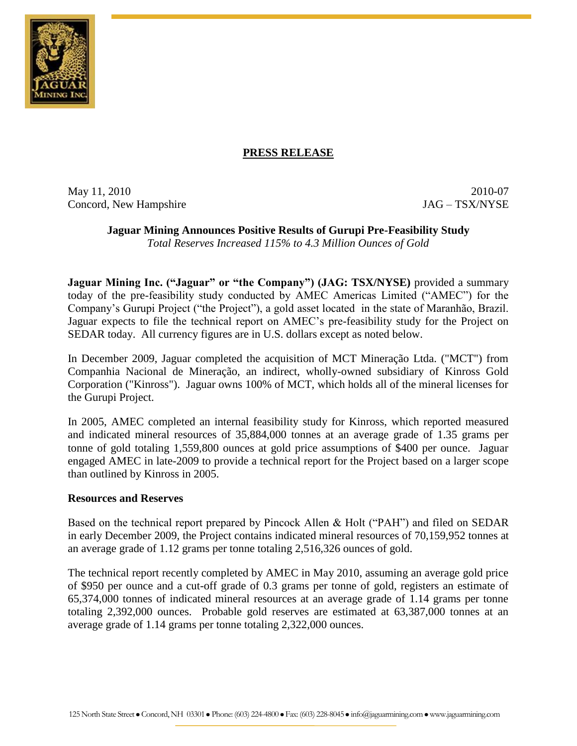## PRESS RELEASE

May 11, 2010
Concord, New Hampshire

2010-07
JAG – TSX/NYSE

**Jaguar Mining Announces Positive Results of Gurupi Pre-Feasibility Study**
*Total Reserves Increased 115% to 4.3 Million Ounces of Gold*

**Jaguar Mining Inc. ("Jaguar" or "the Company") (JAG: TSX/NYSE)** provided a summary today of the pre-feasibility study conducted by AMEC Americas Limited ("AMEC") for the Company's Gurupi Project ("the Project"), a gold asset located in the state of Maranhão, Brazil. Jaguar expects to file the technical report on AMEC's pre-feasibility study for the Project on SEDAR today. All currency figures are in U.S. dollars except as noted below.

In December 2009, Jaguar completed the acquisition of MCT Mineração Ltda. ("MCT") from Companhia Nacional de Mineração, an indirect, wholly-owned subsidiary of Kinross Gold Corporation ("Kinross"). Jaguar owns 100% of MCT, which holds all of the mineral licenses for the Gurupi Project.

In 2005, AMEC completed an internal feasibility study for Kinross, which reported measured and indicated mineral resources of 35,884,000 tonnes at an average grade of 1.35 grams per tonne of gold totaling 1,559,800 ounces at gold price assumptions of $400 per ounce. Jaguar engaged AMEC in late-2009 to provide a technical report for the Project based on a larger scope than outlined by Kinross in 2005.

### Resources and Reserves

Based on the technical report prepared by Pincock Allen & Holt ("PAH") and filed on SEDAR in early December 2009, the Project contains indicated mineral resources of 70,159,952 tonnes at an average grade of 1.12 grams per tonne totaling 2,516,326 ounces of gold.

The technical report recently completed by AMEC in May 2010, assuming an average gold price of $950 per ounce and a cut-off grade of 0.3 grams per tonne of gold, registers an estimate of 65,374,000 tonnes of indicated mineral resources at an average grade of 1.14 grams per tonne totaling 2,392,000 ounces. Probable gold reserves are estimated at 63,387,000 tonnes at an average grade of 1.14 grams per tonne totaling 2,322,000 ounces.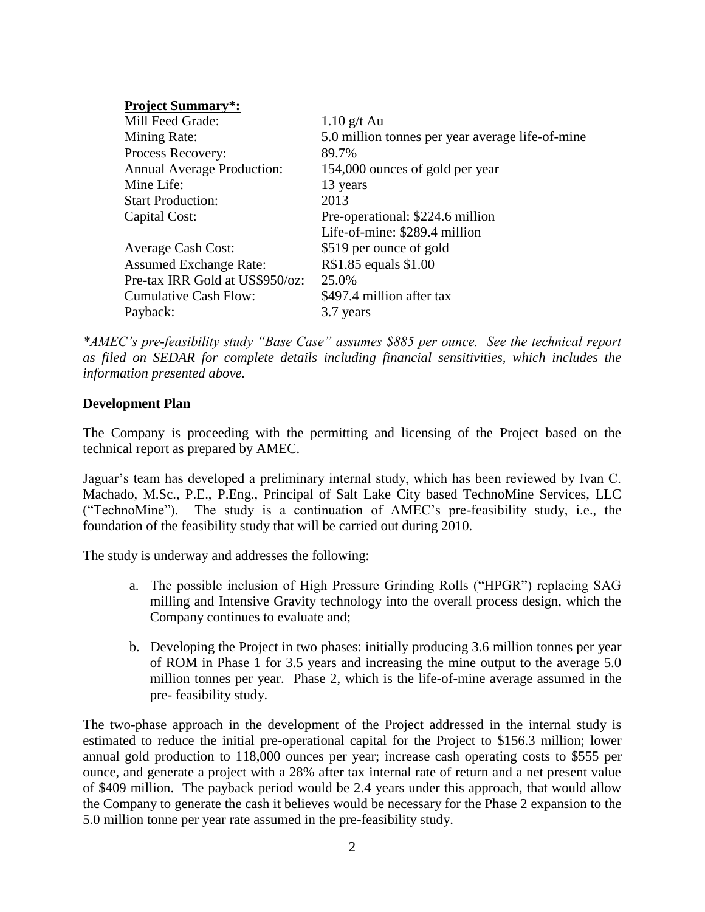**Project Summary*:**

| | |
|---|---|
| Mill Feed Grade: | 1.10 g/t Au |
| Mining Rate: | 5.0 million tonnes per year average life-of-mine |
| Process Recovery: | 89.7% |
| Annual Average Production: | 154,000 ounces of gold per year |
| Mine Life: | 13 years |
| Start Production: | 2013 |
| Capital Cost: | Pre-operational: $224.6 million<br>Life-of-mine: $289.4 million |
| Average Cash Cost: | $519 per ounce of gold |
| Assumed Exchange Rate: | R$1.85 equals $1.00 |
| Pre-tax IRR Gold at US$950/oz: | 25.0% |
| Cumulative Cash Flow: | $497.4 million after tax |
| Payback: | 3.7 years |

*\*AMEC's pre-feasibility study "Base Case" assumes $885 per ounce. See the technical report as filed on SEDAR for complete details including financial sensitivities, which includes the information presented above.*

**Development Plan**

The Company is proceeding with the permitting and licensing of the Project based on the technical report as prepared by AMEC.

Jaguar's team has developed a preliminary internal study, which has been reviewed by Ivan C. Machado, M.Sc., P.E., P.Eng., Principal of Salt Lake City based TechnoMine Services, LLC ("TechnoMine"). The study is a continuation of AMEC's pre-feasibility study, i.e., the foundation of the feasibility study that will be carried out during 2010.

The study is underway and addresses the following:

a. The possible inclusion of High Pressure Grinding Rolls ("HPGR") replacing SAG milling and Intensive Gravity technology into the overall process design, which the Company continues to evaluate and;

b. Developing the Project in two phases: initially producing 3.6 million tonnes per year of ROM in Phase 1 for 3.5 years and increasing the mine output to the average 5.0 million tonnes per year. Phase 2, which is the life-of-mine average assumed in the pre- feasibility study.

The two-phase approach in the development of the Project addressed in the internal study is estimated to reduce the initial pre-operational capital for the Project to $156.3 million; lower annual gold production to 118,000 ounces per year; increase cash operating costs to $555 per ounce, and generate a project with a 28% after tax internal rate of return and a net present value of $409 million. The payback period would be 2.4 years under this approach, that would allow the Company to generate the cash it believes would be necessary for the Phase 2 expansion to the 5.0 million tonne per year rate assumed in the pre-feasibility study.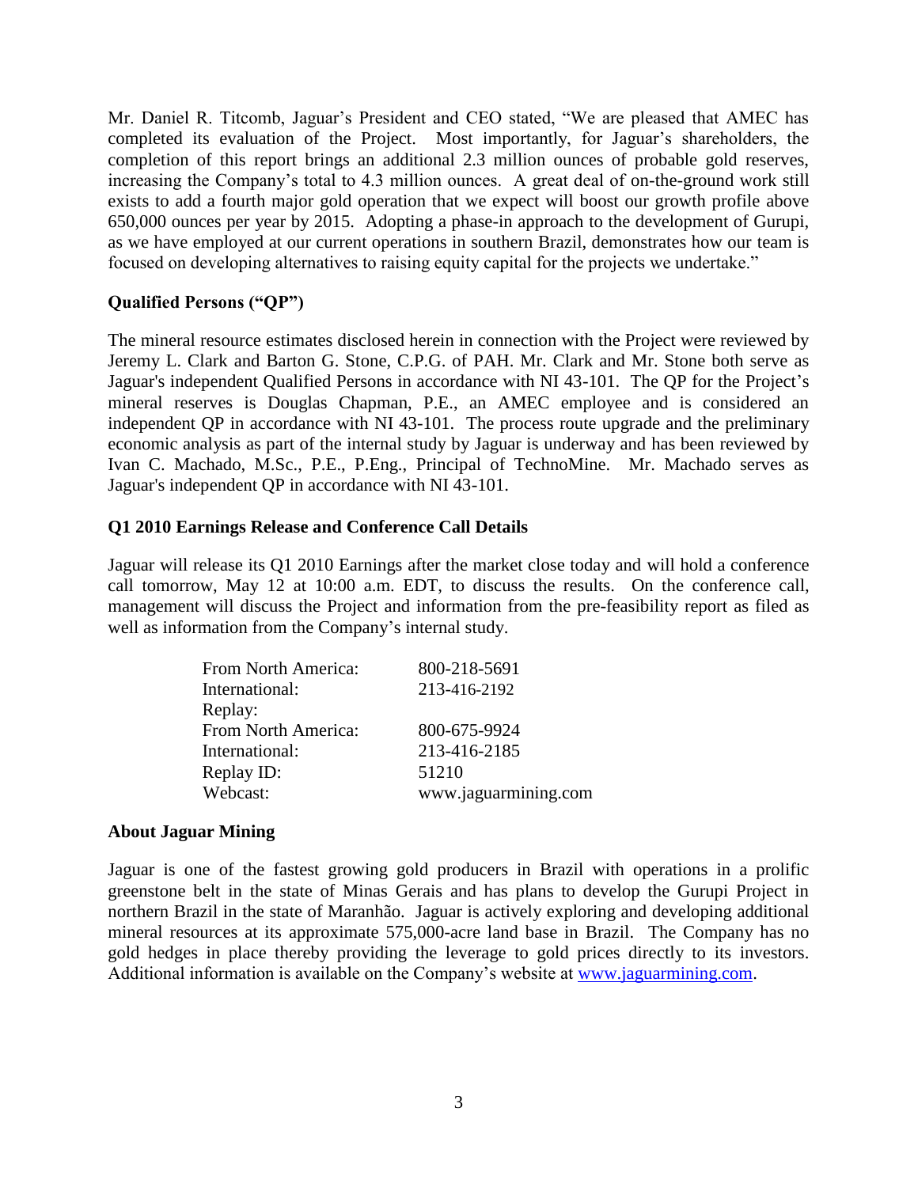Mr. Daniel R. Titcomb, Jaguar's President and CEO stated, "We are pleased that AMEC has completed its evaluation of the Project. Most importantly, for Jaguar's shareholders, the completion of this report brings an additional 2.3 million ounces of probable gold reserves, increasing the Company's total to 4.3 million ounces. A great deal of on-the-ground work still exists to add a fourth major gold operation that we expect will boost our growth profile above 650,000 ounces per year by 2015. Adopting a phase-in approach to the development of Gurupi, as we have employed at our current operations in southern Brazil, demonstrates how our team is focused on developing alternatives to raising equity capital for the projects we undertake."

**Qualified Persons ("QP")**

The mineral resource estimates disclosed herein in connection with the Project were reviewed by Jeremy L. Clark and Barton G. Stone, C.P.G. of PAH. Mr. Clark and Mr. Stone both serve as Jaguar's independent Qualified Persons in accordance with NI 43-101. The QP for the Project's mineral reserves is Douglas Chapman, P.E., an AMEC employee and is considered an independent QP in accordance with NI 43-101. The process route upgrade and the preliminary economic analysis as part of the internal study by Jaguar is underway and has been reviewed by Ivan C. Machado, M.Sc., P.E., P.Eng., Principal of TechnoMine. Mr. Machado serves as Jaguar's independent QP in accordance with NI 43-101.

**Q1 2010 Earnings Release and Conference Call Details**

Jaguar will release its Q1 2010 Earnings after the market close today and will hold a conference call tomorrow, May 12 at 10:00 a.m. EDT, to discuss the results. On the conference call, management will discuss the Project and information from the pre-feasibility report as filed as well as information from the Company's internal study.

| | |
|---|---|
| From North America: | 800-218-5691 |
| International: | 213-416-2192 |
| Replay: | |
| From North America: | 800-675-9924 |
| International: | 213-416-2185 |
| Replay ID: | 51210 |
| Webcast: | www.jaguarmining.com |

**About Jaguar Mining**

Jaguar is one of the fastest growing gold producers in Brazil with operations in a prolific greenstone belt in the state of Minas Gerais and has plans to develop the Gurupi Project in northern Brazil in the state of Maranhão. Jaguar is actively exploring and developing additional mineral resources at its approximate 575,000-acre land base in Brazil. The Company has no gold hedges in place thereby providing the leverage to gold prices directly to its investors. Additional information is available on the Company's website at www.jaguarmining.com.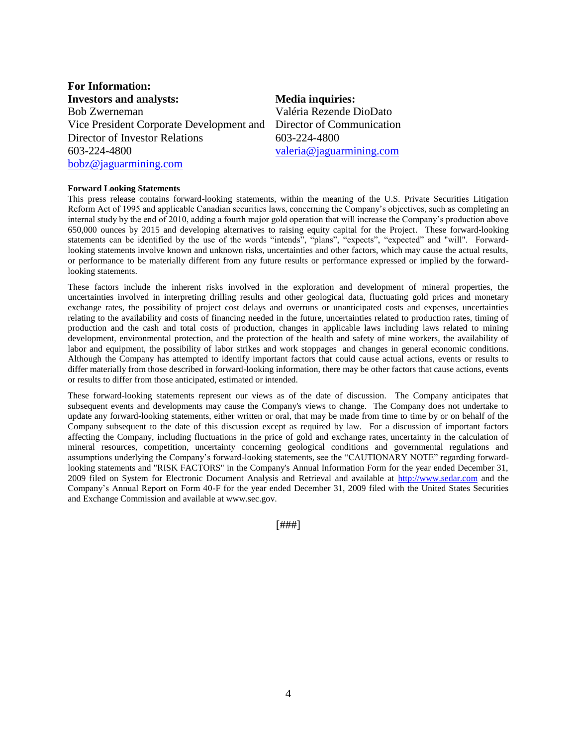**For Information:**

**Investors and analysts:**
Bob Zwerneman
Vice President Corporate Development and Director of Investor Relations
603-224-4800
bobz@jaguarmining.com

**Media inquiries:**
Valéria Rezende DioDato
Director of Communication
603-224-4800
valeria@jaguarmining.com

**Forward Looking Statements**

This press release contains forward-looking statements, within the meaning of the U.S. Private Securities Litigation Reform Act of 1995 and applicable Canadian securities laws, concerning the Company's objectives, such as completing an internal study by the end of 2010, adding a fourth major gold operation that will increase the Company's production above 650,000 ounces by 2015 and developing alternatives to raising equity capital for the Project. These forward-looking statements can be identified by the use of the words "intends", "plans", "expects", "expected" and "will". Forward-looking statements involve known and unknown risks, uncertainties and other factors, which may cause the actual results, or performance to be materially different from any future results or performance expressed or implied by the forward-looking statements.

These factors include the inherent risks involved in the exploration and development of mineral properties, the uncertainties involved in interpreting drilling results and other geological data, fluctuating gold prices and monetary exchange rates, the possibility of project cost delays and overruns or unanticipated costs and expenses, uncertainties relating to the availability and costs of financing needed in the future, uncertainties related to production rates, timing of production and the cash and total costs of production, changes in applicable laws including laws related to mining development, environmental protection, and the protection of the health and safety of mine workers, the availability of labor and equipment, the possibility of labor strikes and work stoppages and changes in general economic conditions. Although the Company has attempted to identify important factors that could cause actual actions, events or results to differ materially from those described in forward-looking information, there may be other factors that cause actions, events or results to differ from those anticipated, estimated or intended.

These forward-looking statements represent our views as of the date of discussion. The Company anticipates that subsequent events and developments may cause the Company's views to change. The Company does not undertake to update any forward-looking statements, either written or oral, that may be made from time to time by or on behalf of the Company subsequent to the date of this discussion except as required by law. For a discussion of important factors affecting the Company, including fluctuations in the price of gold and exchange rates, uncertainty in the calculation of mineral resources, competition, uncertainty concerning geological conditions and governmental regulations and assumptions underlying the Company's forward-looking statements, see the "CAUTIONARY NOTE" regarding forward-looking statements and "RISK FACTORS" in the Company's Annual Information Form for the year ended December 31, 2009 filed on System for Electronic Document Analysis and Retrieval and available at http://www.sedar.com and the Company's Annual Report on Form 40-F for the year ended December 31, 2009 filed with the United States Securities and Exchange Commission and available at www.sec.gov.

[###]